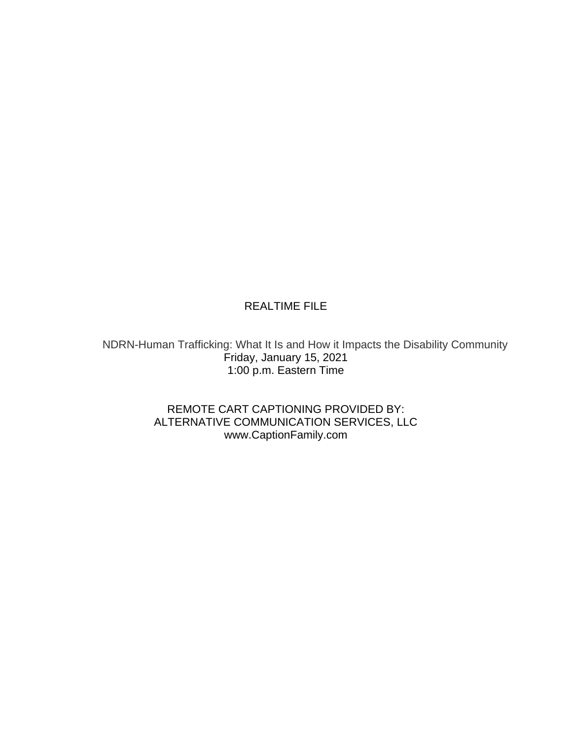REALTIME FILE

NDRN-Human Trafficking: What It Is and How it Impacts the Disability Community
Friday, January 15, 2021
1:00 p.m. Eastern Time

REMOTE CART CAPTIONING PROVIDED BY:
ALTERNATIVE COMMUNICATION SERVICES, LLC
www.CaptionFamily.com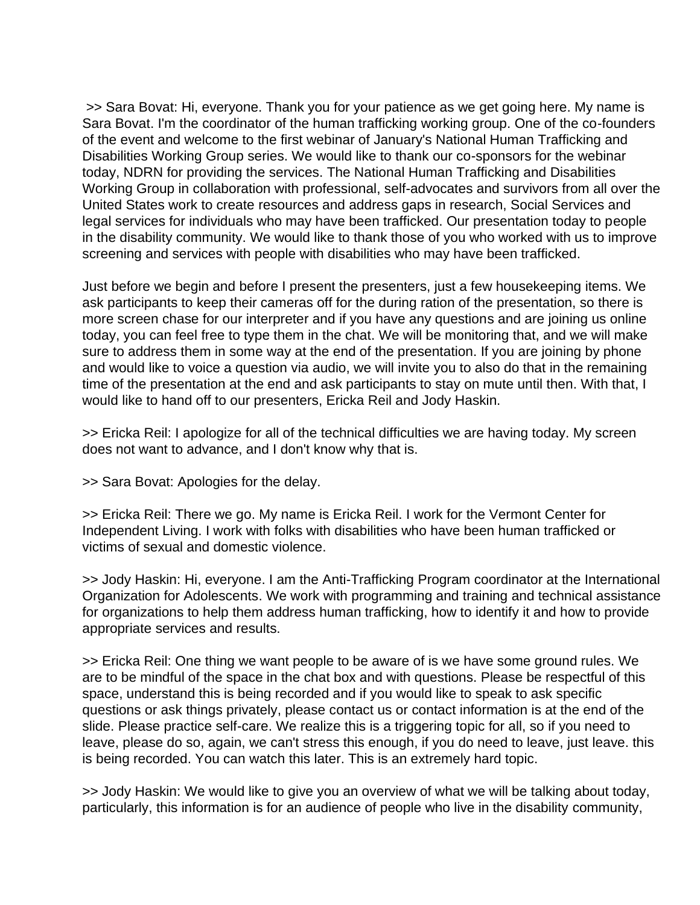>> Sara Bovat: Hi, everyone. Thank you for your patience as we get going here. My name is Sara Bovat. I'm the coordinator of the human trafficking working group. One of the co-founders of the event and welcome to the first webinar of January's National Human Trafficking and Disabilities Working Group series. We would like to thank our co-sponsors for the webinar today, NDRN for providing the services. The National Human Trafficking and Disabilities Working Group in collaboration with professional, self-advocates and survivors from all over the United States work to create resources and address gaps in research, Social Services and legal services for individuals who may have been trafficked. Our presentation today to people in the disability community. We would like to thank those of you who worked with us to improve screening and services with people with disabilities who may have been trafficked.

Just before we begin and before I present the presenters, just a few housekeeping items. We ask participants to keep their cameras off for the during ration of the presentation, so there is more screen chase for our interpreter and if you have any questions and are joining us online today, you can feel free to type them in the chat. We will be monitoring that, and we will make sure to address them in some way at the end of the presentation. If you are joining by phone and would like to voice a question via audio, we will invite you to also do that in the remaining time of the presentation at the end and ask participants to stay on mute until then. With that, I would like to hand off to our presenters, Ericka Reil and Jody Haskin.

>> Ericka Reil: I apologize for all of the technical difficulties we are having today. My screen does not want to advance, and I don't know why that is.

>> Sara Bovat: Apologies for the delay.

>> Ericka Reil: There we go. My name is Ericka Reil. I work for the Vermont Center for Independent Living. I work with folks with disabilities who have been human trafficked or victims of sexual and domestic violence.

>> Jody Haskin: Hi, everyone. I am the Anti-Trafficking Program coordinator at the International Organization for Adolescents. We work with programming and training and technical assistance for organizations to help them address human trafficking, how to identify it and how to provide appropriate services and results.

>> Ericka Reil: One thing we want people to be aware of is we have some ground rules. We are to be mindful of the space in the chat box and with questions. Please be respectful of this space, understand this is being recorded and if you would like to speak to ask specific questions or ask things privately, please contact us or contact information is at the end of the slide. Please practice self-care. We realize this is a triggering topic for all, so if you need to leave, please do so, again, we can't stress this enough, if you do need to leave, just leave. this is being recorded. You can watch this later. This is an extremely hard topic.

>> Jody Haskin: We would like to give you an overview of what we will be talking about today, particularly, this information is for an audience of people who live in the disability community,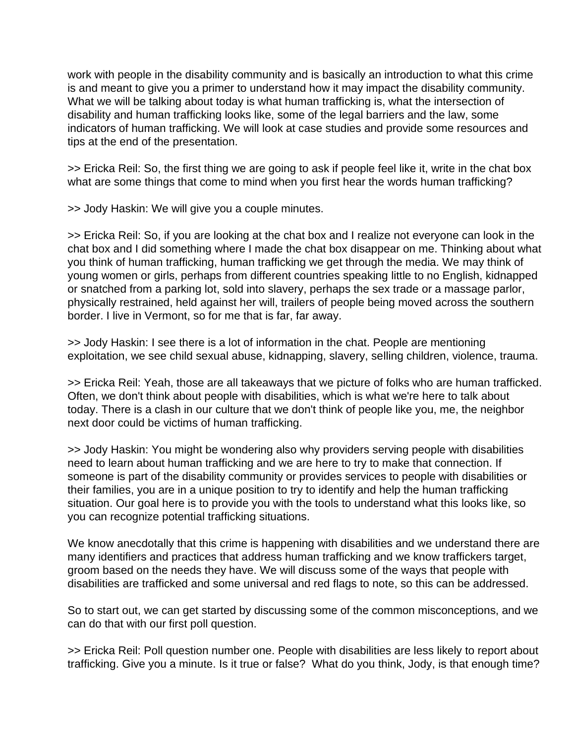work with people in the disability community and is basically an introduction to what this crime is and meant to give you a primer to understand how it may impact the disability community. What we will be talking about today is what human trafficking is, what the intersection of disability and human trafficking looks like, some of the legal barriers and the law, some indicators of human trafficking. We will look at case studies and provide some resources and tips at the end of the presentation.

>> Ericka Reil: So, the first thing we are going to ask if people feel like it, write in the chat box what are some things that come to mind when you first hear the words human trafficking?

>> Jody Haskin: We will give you a couple minutes.

>> Ericka Reil: So, if you are looking at the chat box and I realize not everyone can look in the chat box and I did something where I made the chat box disappear on me. Thinking about what you think of human trafficking, human trafficking we get through the media. We may think of young women or girls, perhaps from different countries speaking little to no English, kidnapped or snatched from a parking lot, sold into slavery, perhaps the sex trade or a massage parlor, physically restrained, held against her will, trailers of people being moved across the southern border. I live in Vermont, so for me that is far, far away.

>> Jody Haskin: I see there is a lot of information in the chat. People are mentioning exploitation, we see child sexual abuse, kidnapping, slavery, selling children, violence, trauma.

>> Ericka Reil: Yeah, those are all takeaways that we picture of folks who are human trafficked. Often, we don't think about people with disabilities, which is what we're here to talk about today. There is a clash in our culture that we don't think of people like you, me, the neighbor next door could be victims of human trafficking.

>> Jody Haskin: You might be wondering also why providers serving people with disabilities need to learn about human trafficking and we are here to try to make that connection. If someone is part of the disability community or provides services to people with disabilities or their families, you are in a unique position to try to identify and help the human trafficking situation. Our goal here is to provide you with the tools to understand what this looks like, so you can recognize potential trafficking situations.

We know anecdotally that this crime is happening with disabilities and we understand there are many identifiers and practices that address human trafficking and we know traffickers target, groom based on the needs they have. We will discuss some of the ways that people with disabilities are trafficked and some universal and red flags to note, so this can be addressed.

So to start out, we can get started by discussing some of the common misconceptions, and we can do that with our first poll question.

>> Ericka Reil: Poll question number one. People with disabilities are less likely to report about trafficking. Give you a minute. Is it true or false? What do you think, Jody, is that enough time?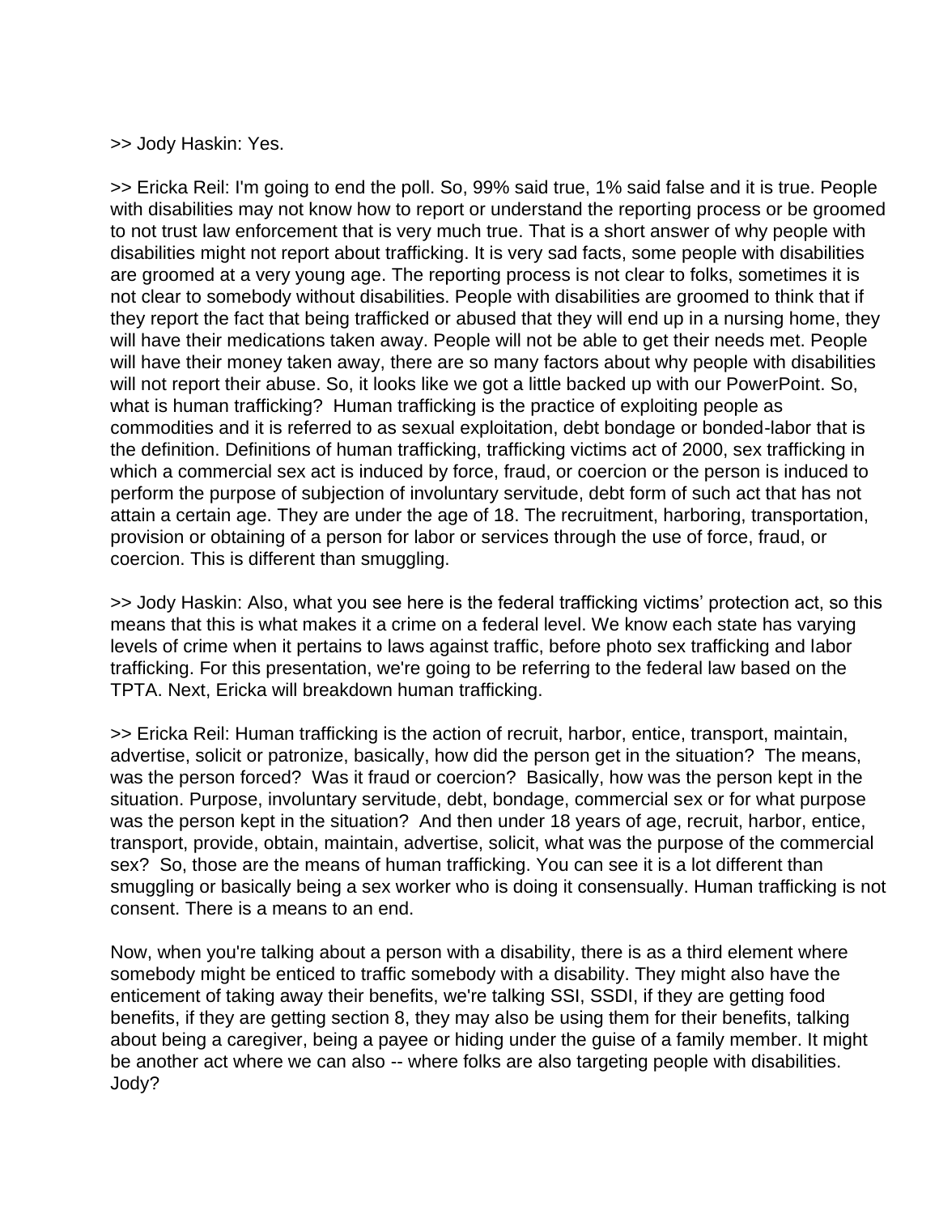>> Jody Haskin: Yes.

>> Ericka Reil: I'm going to end the poll. So, 99% said true, 1% said false and it is true. People with disabilities may not know how to report or understand the reporting process or be groomed to not trust law enforcement that is very much true. That is a short answer of why people with disabilities might not report about trafficking. It is very sad facts, some people with disabilities are groomed at a very young age. The reporting process is not clear to folks, sometimes it is not clear to somebody without disabilities. People with disabilities are groomed to think that if they report the fact that being trafficked or abused that they will end up in a nursing home, they will have their medications taken away. People will not be able to get their needs met. People will have their money taken away, there are so many factors about why people with disabilities will not report their abuse. So, it looks like we got a little backed up with our PowerPoint. So, what is human trafficking? Human trafficking is the practice of exploiting people as commodities and it is referred to as sexual exploitation, debt bondage or bonded-labor that is the definition. Definitions of human trafficking, trafficking victims act of 2000, sex trafficking in which a commercial sex act is induced by force, fraud, or coercion or the person is induced to perform the purpose of subjection of involuntary servitude, debt form of such act that has not attain a certain age. They are under the age of 18. The recruitment, harboring, transportation, provision or obtaining of a person for labor or services through the use of force, fraud, or coercion. This is different than smuggling.

>> Jody Haskin: Also, what you see here is the federal trafficking victims' protection act, so this means that this is what makes it a crime on a federal level. We know each state has varying levels of crime when it pertains to laws against traffic, before photo sex trafficking and labor trafficking. For this presentation, we're going to be referring to the federal law based on the TPTA. Next, Ericka will breakdown human trafficking.

>> Ericka Reil: Human trafficking is the action of recruit, harbor, entice, transport, maintain, advertise, solicit or patronize, basically, how did the person get in the situation? The means, was the person forced? Was it fraud or coercion? Basically, how was the person kept in the situation. Purpose, involuntary servitude, debt, bondage, commercial sex or for what purpose was the person kept in the situation? And then under 18 years of age, recruit, harbor, entice, transport, provide, obtain, maintain, advertise, solicit, what was the purpose of the commercial sex? So, those are the means of human trafficking. You can see it is a lot different than smuggling or basically being a sex worker who is doing it consensually. Human trafficking is not consent. There is a means to an end.

Now, when you're talking about a person with a disability, there is as a third element where somebody might be enticed to traffic somebody with a disability. They might also have the enticement of taking away their benefits, we're talking SSI, SSDI, if they are getting food benefits, if they are getting section 8, they may also be using them for their benefits, talking about being a caregiver, being a payee or hiding under the guise of a family member. It might be another act where we can also -- where folks are also targeting people with disabilities. Jody?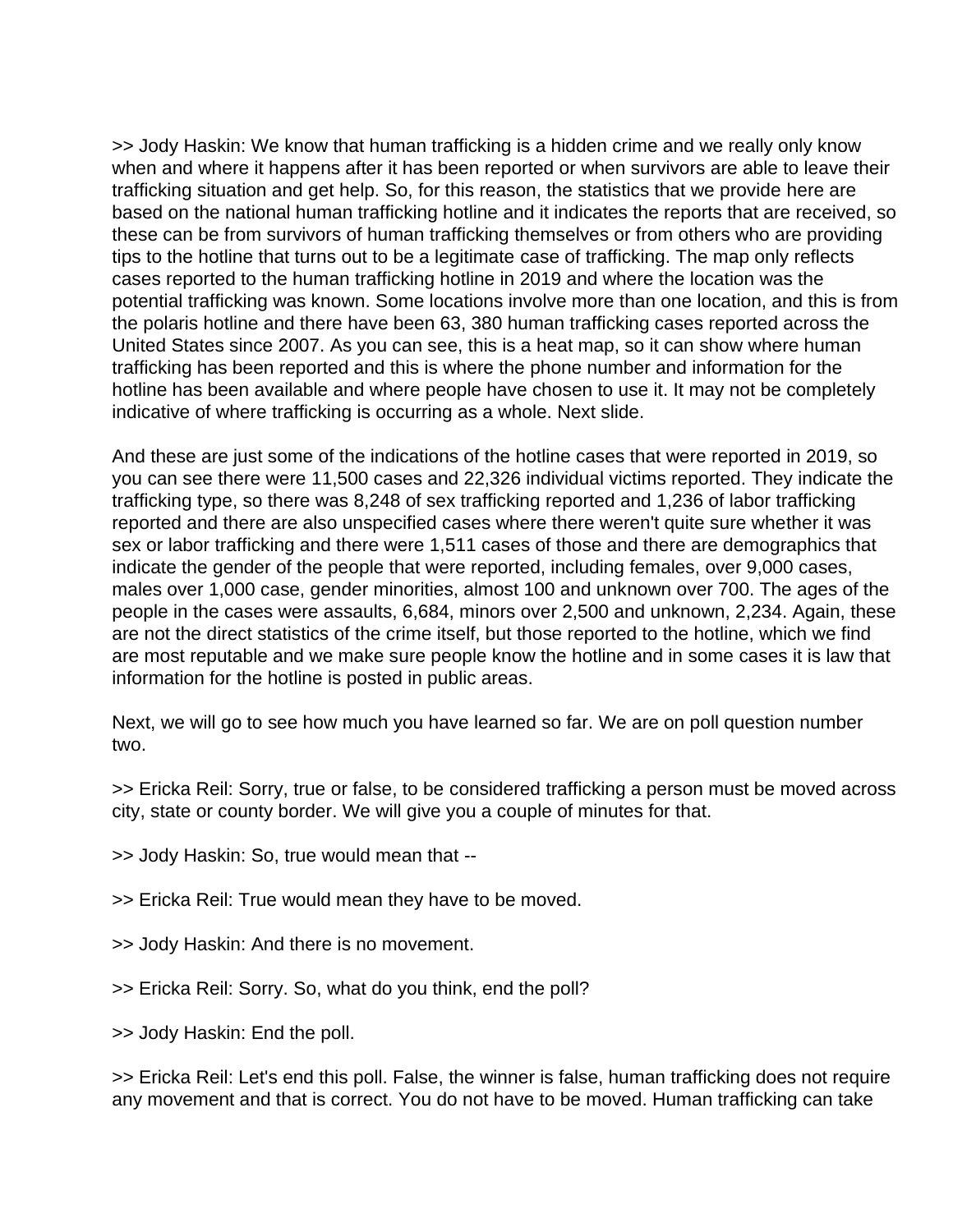>> Jody Haskin: We know that human trafficking is a hidden crime and we really only know when and where it happens after it has been reported or when survivors are able to leave their trafficking situation and get help. So, for this reason, the statistics that we provide here are based on the national human trafficking hotline and it indicates the reports that are received, so these can be from survivors of human trafficking themselves or from others who are providing tips to the hotline that turns out to be a legitimate case of trafficking. The map only reflects cases reported to the human trafficking hotline in 2019 and where the location was the potential trafficking was known. Some locations involve more than one location, and this is from the polaris hotline and there have been 63, 380 human trafficking cases reported across the United States since 2007. As you can see, this is a heat map, so it can show where human trafficking has been reported and this is where the phone number and information for the hotline has been available and where people have chosen to use it. It may not be completely indicative of where trafficking is occurring as a whole. Next slide.

And these are just some of the indications of the hotline cases that were reported in 2019, so you can see there were 11,500 cases and 22,326 individual victims reported. They indicate the trafficking type, so there was 8,248 of sex trafficking reported and 1,236 of labor trafficking reported and there are also unspecified cases where there weren't quite sure whether it was sex or labor trafficking and there were 1,511 cases of those and there are demographics that indicate the gender of the people that were reported, including females, over 9,000 cases, males over 1,000 case, gender minorities, almost 100 and unknown over 700. The ages of the people in the cases were assaults, 6,684, minors over 2,500 and unknown, 2,234. Again, these are not the direct statistics of the crime itself, but those reported to the hotline, which we find are most reputable and we make sure people know the hotline and in some cases it is law that information for the hotline is posted in public areas.

Next, we will go to see how much you have learned so far. We are on poll question number two.

>> Ericka Reil: Sorry, true or false, to be considered trafficking a person must be moved across city, state or county border. We will give you a couple of minutes for that.

>> Jody Haskin: So, true would mean that --

>> Ericka Reil: True would mean they have to be moved.

>> Jody Haskin: And there is no movement.

>> Ericka Reil: Sorry. So, what do you think, end the poll?

>> Jody Haskin: End the poll.

>> Ericka Reil: Let's end this poll. False, the winner is false, human trafficking does not require any movement and that is correct. You do not have to be moved. Human trafficking can take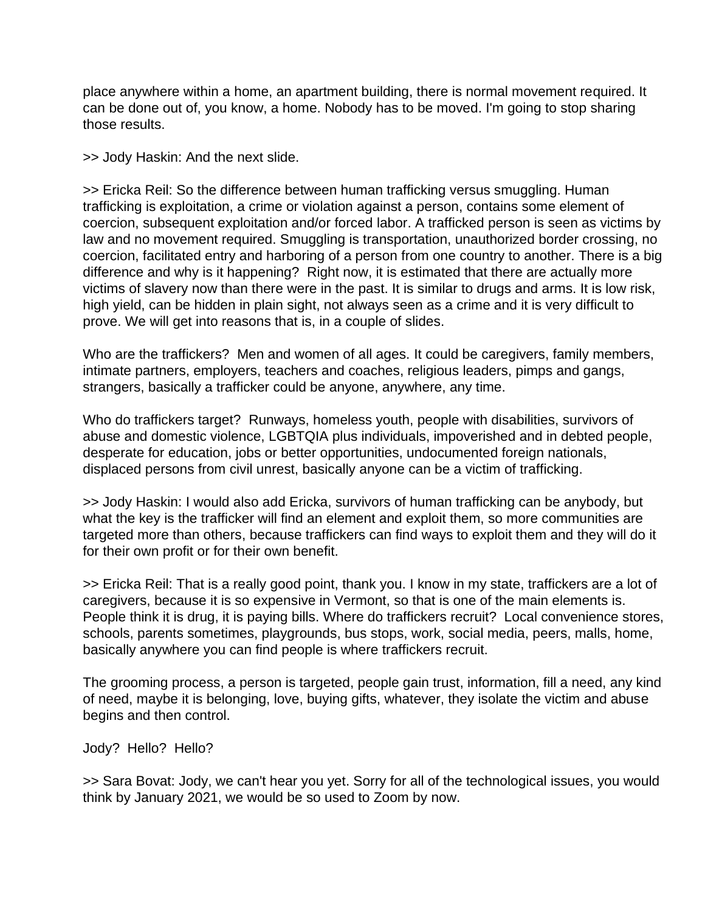place anywhere within a home, an apartment building, there is normal movement required. It can be done out of, you know, a home. Nobody has to be moved. I'm going to stop sharing those results.

>> Jody Haskin: And the next slide.

>> Ericka Reil: So the difference between human trafficking versus smuggling. Human trafficking is exploitation, a crime or violation against a person, contains some element of coercion, subsequent exploitation and/or forced labor. A trafficked person is seen as victims by law and no movement required. Smuggling is transportation, unauthorized border crossing, no coercion, facilitated entry and harboring of a person from one country to another. There is a big difference and why is it happening? Right now, it is estimated that there are actually more victims of slavery now than there were in the past. It is similar to drugs and arms. It is low risk, high yield, can be hidden in plain sight, not always seen as a crime and it is very difficult to prove. We will get into reasons that is, in a couple of slides.

Who are the traffickers? Men and women of all ages. It could be caregivers, family members, intimate partners, employers, teachers and coaches, religious leaders, pimps and gangs, strangers, basically a trafficker could be anyone, anywhere, any time.

Who do traffickers target? Runways, homeless youth, people with disabilities, survivors of abuse and domestic violence, LGBTQIA plus individuals, impoverished and in debted people, desperate for education, jobs or better opportunities, undocumented foreign nationals, displaced persons from civil unrest, basically anyone can be a victim of trafficking.

>> Jody Haskin: I would also add Ericka, survivors of human trafficking can be anybody, but what the key is the trafficker will find an element and exploit them, so more communities are targeted more than others, because traffickers can find ways to exploit them and they will do it for their own profit or for their own benefit.

>> Ericka Reil: That is a really good point, thank you. I know in my state, traffickers are a lot of caregivers, because it is so expensive in Vermont, so that is one of the main elements is. People think it is drug, it is paying bills. Where do traffickers recruit? Local convenience stores, schools, parents sometimes, playgrounds, bus stops, work, social media, peers, malls, home, basically anywhere you can find people is where traffickers recruit.

The grooming process, a person is targeted, people gain trust, information, fill a need, any kind of need, maybe it is belonging, love, buying gifts, whatever, they isolate the victim and abuse begins and then control.

Jody? Hello? Hello?

>> Sara Bovat: Jody, we can't hear you yet. Sorry for all of the technological issues, you would think by January 2021, we would be so used to Zoom by now.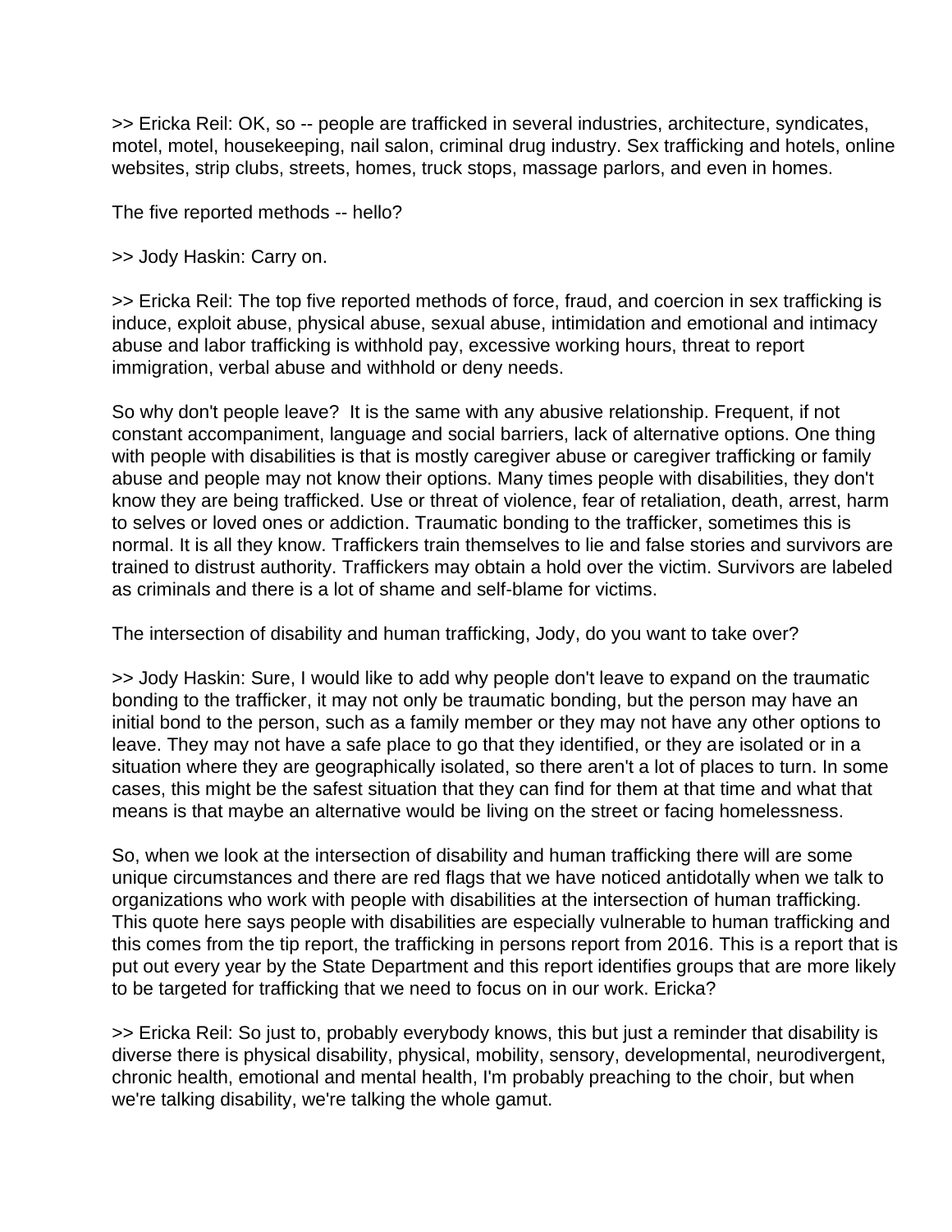>> Ericka Reil: OK, so -- people are trafficked in several industries, architecture, syndicates, motel, motel, housekeeping, nail salon, criminal drug industry. Sex trafficking and hotels, online websites, strip clubs, streets, homes, truck stops, massage parlors, and even in homes.

The five reported methods -- hello?

>> Jody Haskin: Carry on.

>> Ericka Reil: The top five reported methods of force, fraud, and coercion in sex trafficking is induce, exploit abuse, physical abuse, sexual abuse, intimidation and emotional and intimacy abuse and labor trafficking is withhold pay, excessive working hours, threat to report immigration, verbal abuse and withhold or deny needs.

So why don't people leave? It is the same with any abusive relationship. Frequent, if not constant accompaniment, language and social barriers, lack of alternative options. One thing with people with disabilities is that is mostly caregiver abuse or caregiver trafficking or family abuse and people may not know their options. Many times people with disabilities, they don't know they are being trafficked. Use or threat of violence, fear of retaliation, death, arrest, harm to selves or loved ones or addiction. Traumatic bonding to the trafficker, sometimes this is normal. It is all they know. Traffickers train themselves to lie and false stories and survivors are trained to distrust authority. Traffickers may obtain a hold over the victim. Survivors are labeled as criminals and there is a lot of shame and self-blame for victims.

The intersection of disability and human trafficking, Jody, do you want to take over?

>> Jody Haskin: Sure, I would like to add why people don't leave to expand on the traumatic bonding to the trafficker, it may not only be traumatic bonding, but the person may have an initial bond to the person, such as a family member or they may not have any other options to leave. They may not have a safe place to go that they identified, or they are isolated or in a situation where they are geographically isolated, so there aren't a lot of places to turn. In some cases, this might be the safest situation that they can find for them at that time and what that means is that maybe an alternative would be living on the street or facing homelessness.

So, when we look at the intersection of disability and human trafficking there will are some unique circumstances and there are red flags that we have noticed antidotally when we talk to organizations who work with people with disabilities at the intersection of human trafficking. This quote here says people with disabilities are especially vulnerable to human trafficking and this comes from the tip report, the trafficking in persons report from 2016. This is a report that is put out every year by the State Department and this report identifies groups that are more likely to be targeted for trafficking that we need to focus on in our work. Ericka?

>> Ericka Reil: So just to, probably everybody knows, this but just a reminder that disability is diverse there is physical disability, physical, mobility, sensory, developmental, neurodivergent, chronic health, emotional and mental health, I'm probably preaching to the choir, but when we're talking disability, we're talking the whole gamut.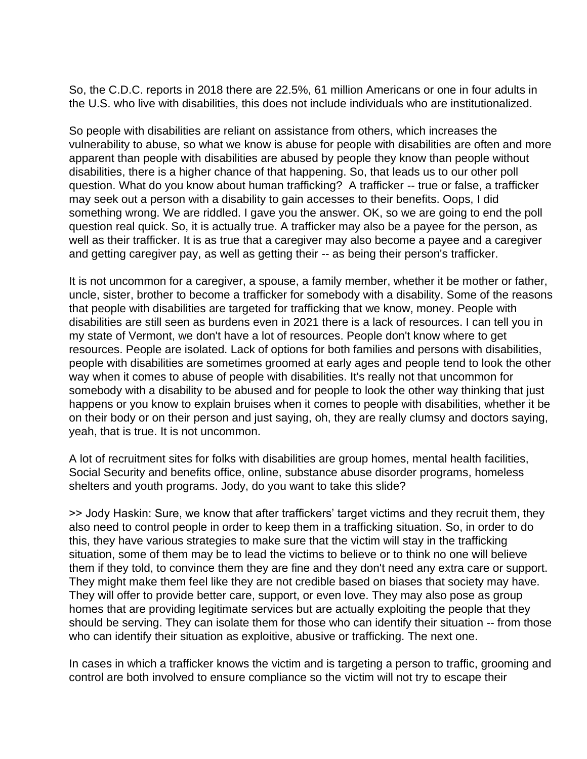So, the C.D.C. reports in 2018 there are 22.5%, 61 million Americans or one in four adults in the U.S. who live with disabilities, this does not include individuals who are institutionalized.

So people with disabilities are reliant on assistance from others, which increases the vulnerability to abuse, so what we know is abuse for people with disabilities are often and more apparent than people with disabilities are abused by people they know than people without disabilities, there is a higher chance of that happening. So, that leads us to our other poll question. What do you know about human trafficking? A trafficker -- true or false, a trafficker may seek out a person with a disability to gain accesses to their benefits. Oops, I did something wrong. We are riddled. I gave you the answer. OK, so we are going to end the poll question real quick. So, it is actually true. A trafficker may also be a payee for the person, as well as their trafficker. It is as true that a caregiver may also become a payee and a caregiver and getting caregiver pay, as well as getting their -- as being their person's trafficker.

It is not uncommon for a caregiver, a spouse, a family member, whether it be mother or father, uncle, sister, brother to become a trafficker for somebody with a disability. Some of the reasons that people with disabilities are targeted for trafficking that we know, money. People with disabilities are still seen as burdens even in 2021 there is a lack of resources. I can tell you in my state of Vermont, we don't have a lot of resources. People don't know where to get resources. People are isolated. Lack of options for both families and persons with disabilities, people with disabilities are sometimes groomed at early ages and people tend to look the other way when it comes to abuse of people with disabilities. It's really not that uncommon for somebody with a disability to be abused and for people to look the other way thinking that just happens or you know to explain bruises when it comes to people with disabilities, whether it be on their body or on their person and just saying, oh, they are really clumsy and doctors saying, yeah, that is true. It is not uncommon.

A lot of recruitment sites for folks with disabilities are group homes, mental health facilities, Social Security and benefits office, online, substance abuse disorder programs, homeless shelters and youth programs. Jody, do you want to take this slide?

>> Jody Haskin: Sure, we know that after traffickers' target victims and they recruit them, they also need to control people in order to keep them in a trafficking situation. So, in order to do this, they have various strategies to make sure that the victim will stay in the trafficking situation, some of them may be to lead the victims to believe or to think no one will believe them if they told, to convince them they are fine and they don't need any extra care or support. They might make them feel like they are not credible based on biases that society may have. They will offer to provide better care, support, or even love. They may also pose as group homes that are providing legitimate services but are actually exploiting the people that they should be serving. They can isolate them for those who can identify their situation -- from those who can identify their situation as exploitive, abusive or trafficking. The next one.

In cases in which a trafficker knows the victim and is targeting a person to traffic, grooming and control are both involved to ensure compliance so the victim will not try to escape their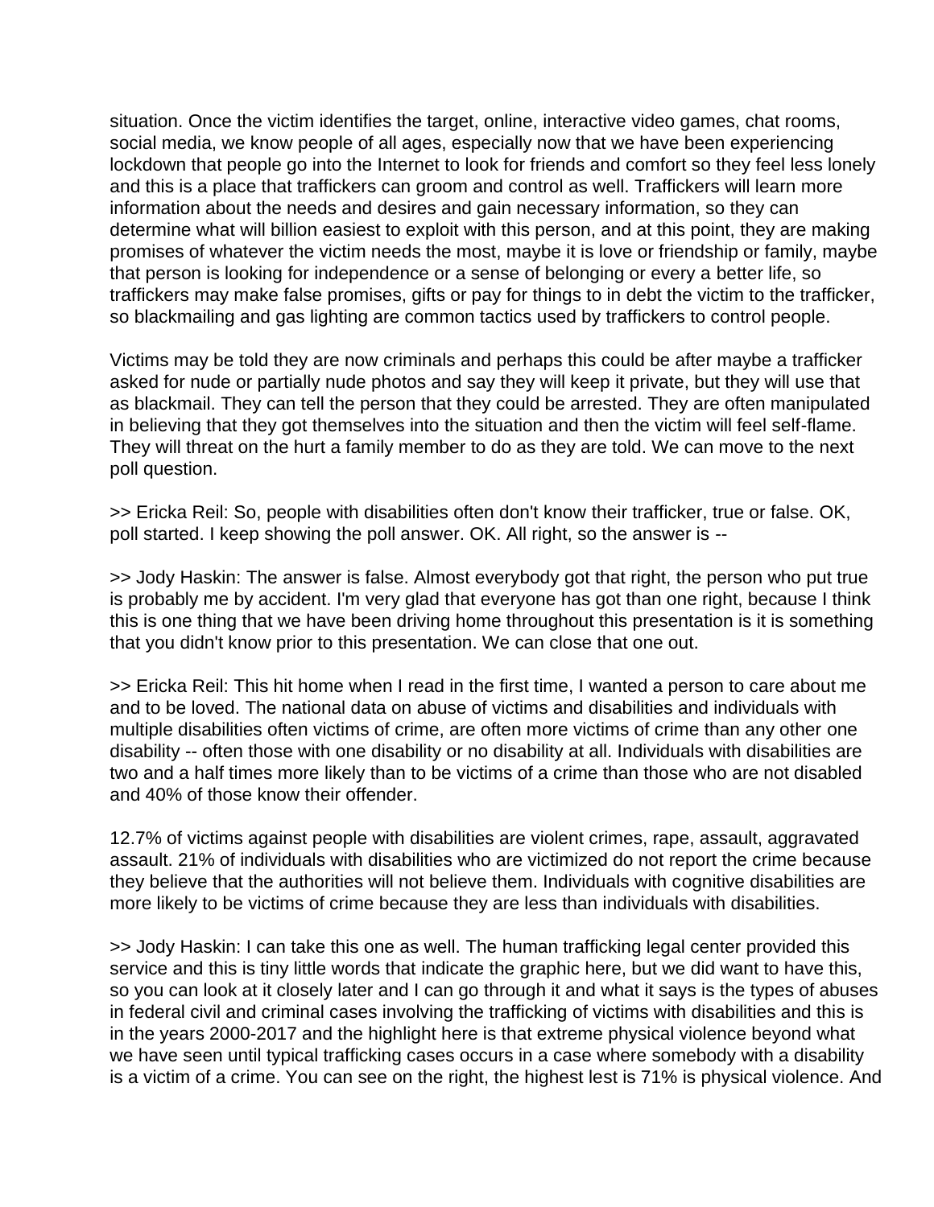situation. Once the victim identifies the target, online, interactive video games, chat rooms, social media, we know people of all ages, especially now that we have been experiencing lockdown that people go into the Internet to look for friends and comfort so they feel less lonely and this is a place that traffickers can groom and control as well. Traffickers will learn more information about the needs and desires and gain necessary information, so they can determine what will billion easiest to exploit with this person, and at this point, they are making promises of whatever the victim needs the most, maybe it is love or friendship or family, maybe that person is looking for independence or a sense of belonging or every a better life, so traffickers may make false promises, gifts or pay for things to in debt the victim to the trafficker, so blackmailing and gas lighting are common tactics used by traffickers to control people.

Victims may be told they are now criminals and perhaps this could be after maybe a trafficker asked for nude or partially nude photos and say they will keep it private, but they will use that as blackmail. They can tell the person that they could be arrested. They are often manipulated in believing that they got themselves into the situation and then the victim will feel self-flame. They will threat on the hurt a family member to do as they are told. We can move to the next poll question.

>> Ericka Reil: So, people with disabilities often don't know their trafficker, true or false. OK, poll started. I keep showing the poll answer. OK. All right, so the answer is --

>> Jody Haskin: The answer is false. Almost everybody got that right, the person who put true is probably me by accident. I'm very glad that everyone has got than one right, because I think this is one thing that we have been driving home throughout this presentation is it is something that you didn't know prior to this presentation. We can close that one out.

>> Ericka Reil: This hit home when I read in the first time, I wanted a person to care about me and to be loved. The national data on abuse of victims and disabilities and individuals with multiple disabilities often victims of crime, are often more victims of crime than any other one disability -- often those with one disability or no disability at all. Individuals with disabilities are two and a half times more likely than to be victims of a crime than those who are not disabled and 40% of those know their offender.

12.7% of victims against people with disabilities are violent crimes, rape, assault, aggravated assault. 21% of individuals with disabilities who are victimized do not report the crime because they believe that the authorities will not believe them. Individuals with cognitive disabilities are more likely to be victims of crime because they are less than individuals with disabilities.

>> Jody Haskin: I can take this one as well. The human trafficking legal center provided this service and this is tiny little words that indicate the graphic here, but we did want to have this, so you can look at it closely later and I can go through it and what it says is the types of abuses in federal civil and criminal cases involving the trafficking of victims with disabilities and this is in the years 2000-2017 and the highlight here is that extreme physical violence beyond what we have seen until typical trafficking cases occurs in a case where somebody with a disability is a victim of a crime. You can see on the right, the highest lest is 71% is physical violence. And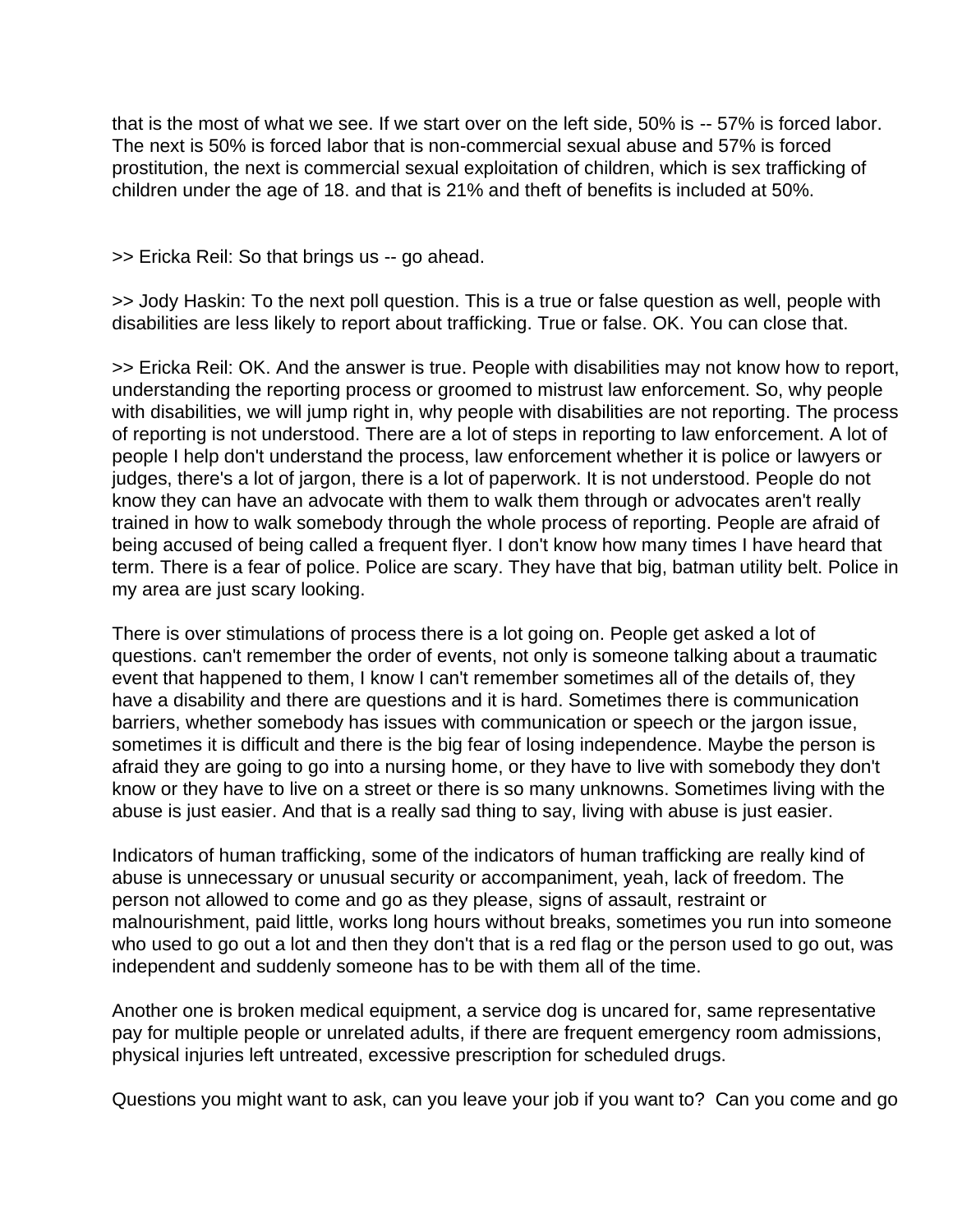that is the most of what we see. If we start over on the left side, 50% is -- 57% is forced labor. The next is 50% is forced labor that is non-commercial sexual abuse and 57% is forced prostitution, the next is commercial sexual exploitation of children, which is sex trafficking of children under the age of 18. and that is 21% and theft of benefits is included at 50%.

>> Ericka Reil: So that brings us -- go ahead.

>> Jody Haskin: To the next poll question. This is a true or false question as well, people with disabilities are less likely to report about trafficking. True or false. OK. You can close that.

>> Ericka Reil: OK. And the answer is true. People with disabilities may not know how to report, understanding the reporting process or groomed to mistrust law enforcement. So, why people with disabilities, we will jump right in, why people with disabilities are not reporting. The process of reporting is not understood. There are a lot of steps in reporting to law enforcement. A lot of people I help don't understand the process, law enforcement whether it is police or lawyers or judges, there's a lot of jargon, there is a lot of paperwork. It is not understood. People do not know they can have an advocate with them to walk them through or advocates aren't really trained in how to walk somebody through the whole process of reporting. People are afraid of being accused of being called a frequent flyer. I don't know how many times I have heard that term. There is a fear of police. Police are scary. They have that big, batman utility belt. Police in my area are just scary looking.

There is over stimulations of process there is a lot going on. People get asked a lot of questions. can't remember the order of events, not only is someone talking about a traumatic event that happened to them, I know I can't remember sometimes all of the details of, they have a disability and there are questions and it is hard. Sometimes there is communication barriers, whether somebody has issues with communication or speech or the jargon issue, sometimes it is difficult and there is the big fear of losing independence. Maybe the person is afraid they are going to go into a nursing home, or they have to live with somebody they don't know or they have to live on a street or there is so many unknowns. Sometimes living with the abuse is just easier. And that is a really sad thing to say, living with abuse is just easier.

Indicators of human trafficking, some of the indicators of human trafficking are really kind of abuse is unnecessary or unusual security or accompaniment, yeah, lack of freedom. The person not allowed to come and go as they please, signs of assault, restraint or malnourishment, paid little, works long hours without breaks, sometimes you run into someone who used to go out a lot and then they don't that is a red flag or the person used to go out, was independent and suddenly someone has to be with them all of the time.

Another one is broken medical equipment, a service dog is uncared for, same representative pay for multiple people or unrelated adults, if there are frequent emergency room admissions, physical injuries left untreated, excessive prescription for scheduled drugs.

Questions you might want to ask, can you leave your job if you want to? Can you come and go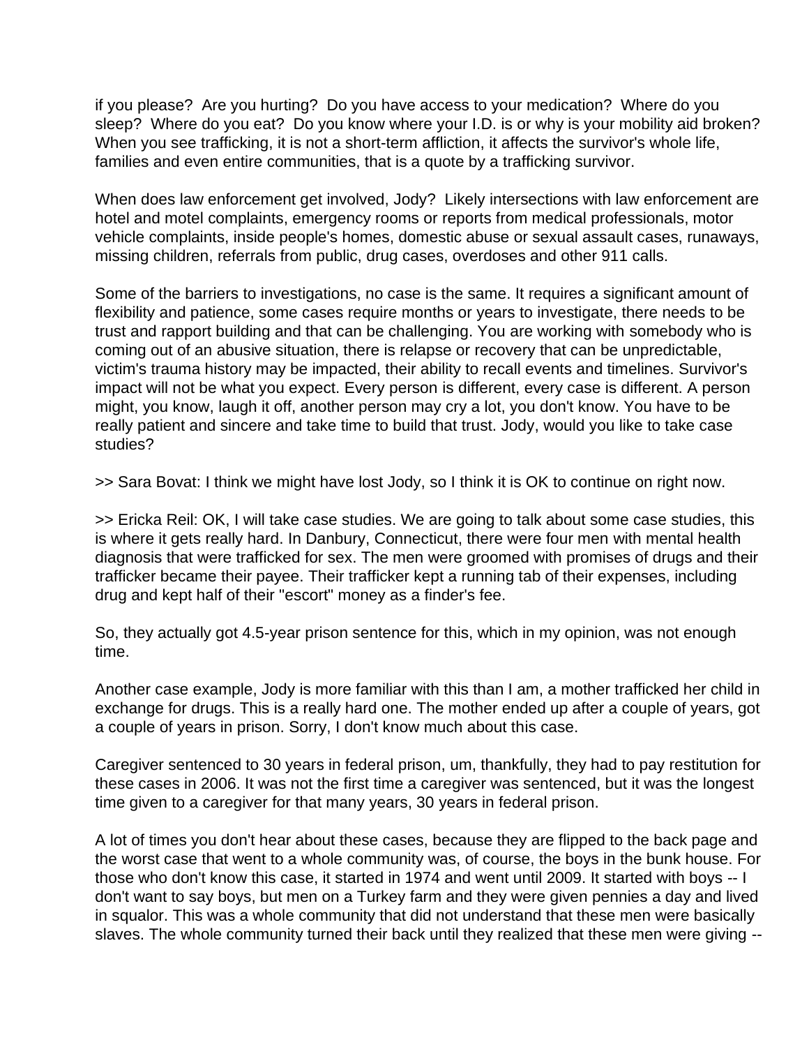if you please? Are you hurting? Do you have access to your medication? Where do you sleep? Where do you eat? Do you know where your I.D. is or why is your mobility aid broken? When you see trafficking, it is not a short-term affliction, it affects the survivor's whole life, families and even entire communities, that is a quote by a trafficking survivor.

When does law enforcement get involved, Jody? Likely intersections with law enforcement are hotel and motel complaints, emergency rooms or reports from medical professionals, motor vehicle complaints, inside people's homes, domestic abuse or sexual assault cases, runaways, missing children, referrals from public, drug cases, overdoses and other 911 calls.

Some of the barriers to investigations, no case is the same. It requires a significant amount of flexibility and patience, some cases require months or years to investigate, there needs to be trust and rapport building and that can be challenging. You are working with somebody who is coming out of an abusive situation, there is relapse or recovery that can be unpredictable, victim's trauma history may be impacted, their ability to recall events and timelines. Survivor's impact will not be what you expect. Every person is different, every case is different. A person might, you know, laugh it off, another person may cry a lot, you don't know. You have to be really patient and sincere and take time to build that trust. Jody, would you like to take case studies?

>> Sara Bovat: I think we might have lost Jody, so I think it is OK to continue on right now.

>> Ericka Reil: OK, I will take case studies. We are going to talk about some case studies, this is where it gets really hard. In Danbury, Connecticut, there were four men with mental health diagnosis that were trafficked for sex. The men were groomed with promises of drugs and their trafficker became their payee. Their trafficker kept a running tab of their expenses, including drug and kept half of their "escort" money as a finder's fee.

So, they actually got 4.5-year prison sentence for this, which in my opinion, was not enough time.

Another case example, Jody is more familiar with this than I am, a mother trafficked her child in exchange for drugs. This is a really hard one. The mother ended up after a couple of years, got a couple of years in prison. Sorry, I don't know much about this case.

Caregiver sentenced to 30 years in federal prison, um, thankfully, they had to pay restitution for these cases in 2006. It was not the first time a caregiver was sentenced, but it was the longest time given to a caregiver for that many years, 30 years in federal prison.

A lot of times you don't hear about these cases, because they are flipped to the back page and the worst case that went to a whole community was, of course, the boys in the bunk house. For those who don't know this case, it started in 1974 and went until 2009. It started with boys -- I don't want to say boys, but men on a Turkey farm and they were given pennies a day and lived in squalor. This was a whole community that did not understand that these men were basically slaves. The whole community turned their back until they realized that these men were giving --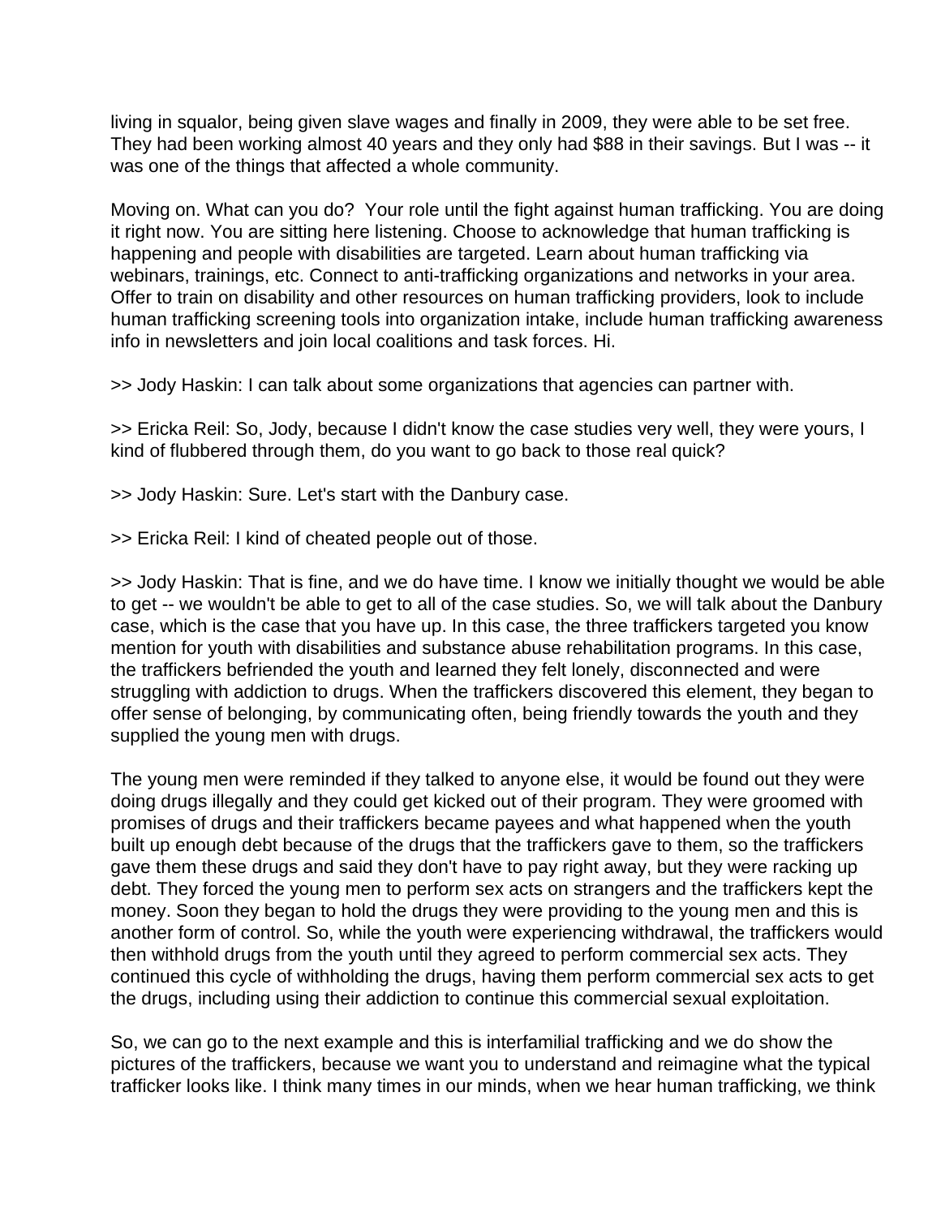living in squalor, being given slave wages and finally in 2009, they were able to be set free. They had been working almost 40 years and they only had $88 in their savings. But I was -- it was one of the things that affected a whole community.

Moving on. What can you do? Your role until the fight against human trafficking. You are doing it right now. You are sitting here listening. Choose to acknowledge that human trafficking is happening and people with disabilities are targeted. Learn about human trafficking via webinars, trainings, etc. Connect to anti-trafficking organizations and networks in your area. Offer to train on disability and other resources on human trafficking providers, look to include human trafficking screening tools into organization intake, include human trafficking awareness info in newsletters and join local coalitions and task forces. Hi.

>> Jody Haskin: I can talk about some organizations that agencies can partner with.

>> Ericka Reil: So, Jody, because I didn't know the case studies very well, they were yours, I kind of flubbered through them, do you want to go back to those real quick?

>> Jody Haskin: Sure. Let's start with the Danbury case.

>> Ericka Reil: I kind of cheated people out of those.

>> Jody Haskin: That is fine, and we do have time. I know we initially thought we would be able to get -- we wouldn't be able to get to all of the case studies. So, we will talk about the Danbury case, which is the case that you have up. In this case, the three traffickers targeted you know mention for youth with disabilities and substance abuse rehabilitation programs. In this case, the traffickers befriended the youth and learned they felt lonely, disconnected and were struggling with addiction to drugs. When the traffickers discovered this element, they began to offer sense of belonging, by communicating often, being friendly towards the youth and they supplied the young men with drugs.

The young men were reminded if they talked to anyone else, it would be found out they were doing drugs illegally and they could get kicked out of their program. They were groomed with promises of drugs and their traffickers became payees and what happened when the youth built up enough debt because of the drugs that the traffickers gave to them, so the traffickers gave them these drugs and said they don't have to pay right away, but they were racking up debt. They forced the young men to perform sex acts on strangers and the traffickers kept the money. Soon they began to hold the drugs they were providing to the young men and this is another form of control. So, while the youth were experiencing withdrawal, the traffickers would then withhold drugs from the youth until they agreed to perform commercial sex acts. They continued this cycle of withholding the drugs, having them perform commercial sex acts to get the drugs, including using their addiction to continue this commercial sexual exploitation.

So, we can go to the next example and this is interfamilial trafficking and we do show the pictures of the traffickers, because we want you to understand and reimagine what the typical trafficker looks like. I think many times in our minds, when we hear human trafficking, we think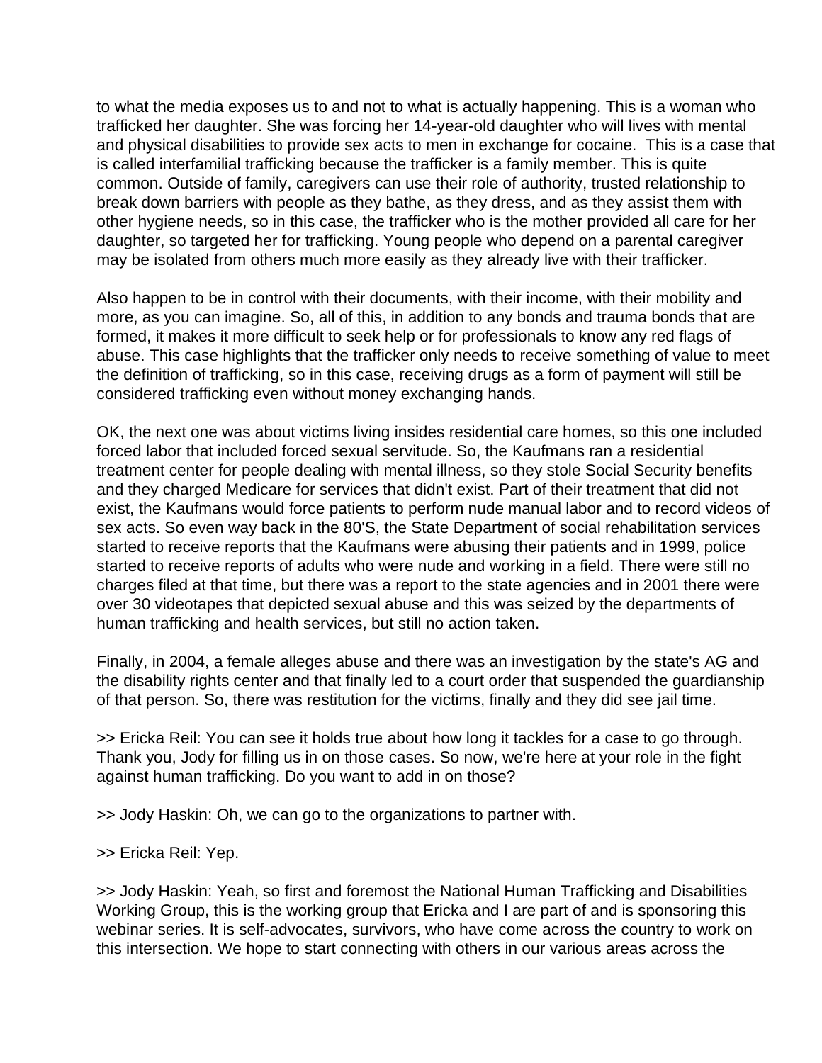to what the media exposes us to and not to what is actually happening. This is a woman who trafficked her daughter. She was forcing her 14-year-old daughter who will lives with mental and physical disabilities to provide sex acts to men in exchange for cocaine. This is a case that is called interfamilial trafficking because the trafficker is a family member. This is quite common. Outside of family, caregivers can use their role of authority, trusted relationship to break down barriers with people as they bathe, as they dress, and as they assist them with other hygiene needs, so in this case, the trafficker who is the mother provided all care for her daughter, so targeted her for trafficking. Young people who depend on a parental caregiver may be isolated from others much more easily as they already live with their trafficker.

Also happen to be in control with their documents, with their income, with their mobility and more, as you can imagine. So, all of this, in addition to any bonds and trauma bonds that are formed, it makes it more difficult to seek help or for professionals to know any red flags of abuse. This case highlights that the trafficker only needs to receive something of value to meet the definition of trafficking, so in this case, receiving drugs as a form of payment will still be considered trafficking even without money exchanging hands.

OK, the next one was about victims living insides residential care homes, so this one included forced labor that included forced sexual servitude. So, the Kaufmans ran a residential treatment center for people dealing with mental illness, so they stole Social Security benefits and they charged Medicare for services that didn't exist. Part of their treatment that did not exist, the Kaufmans would force patients to perform nude manual labor and to record videos of sex acts. So even way back in the 80'S, the State Department of social rehabilitation services started to receive reports that the Kaufmans were abusing their patients and in 1999, police started to receive reports of adults who were nude and working in a field. There were still no charges filed at that time, but there was a report to the state agencies and in 2001 there were over 30 videotapes that depicted sexual abuse and this was seized by the departments of human trafficking and health services, but still no action taken.

Finally, in 2004, a female alleges abuse and there was an investigation by the state's AG and the disability rights center and that finally led to a court order that suspended the guardianship of that person. So, there was restitution for the victims, finally and they did see jail time.

>> Ericka Reil: You can see it holds true about how long it tackles for a case to go through. Thank you, Jody for filling us in on those cases. So now, we're here at your role in the fight against human trafficking. Do you want to add in on those?

>> Jody Haskin: Oh, we can go to the organizations to partner with.

>> Ericka Reil: Yep.

>> Jody Haskin: Yeah, so first and foremost the National Human Trafficking and Disabilities Working Group, this is the working group that Ericka and I are part of and is sponsoring this webinar series. It is self-advocates, survivors, who have come across the country to work on this intersection. We hope to start connecting with others in our various areas across the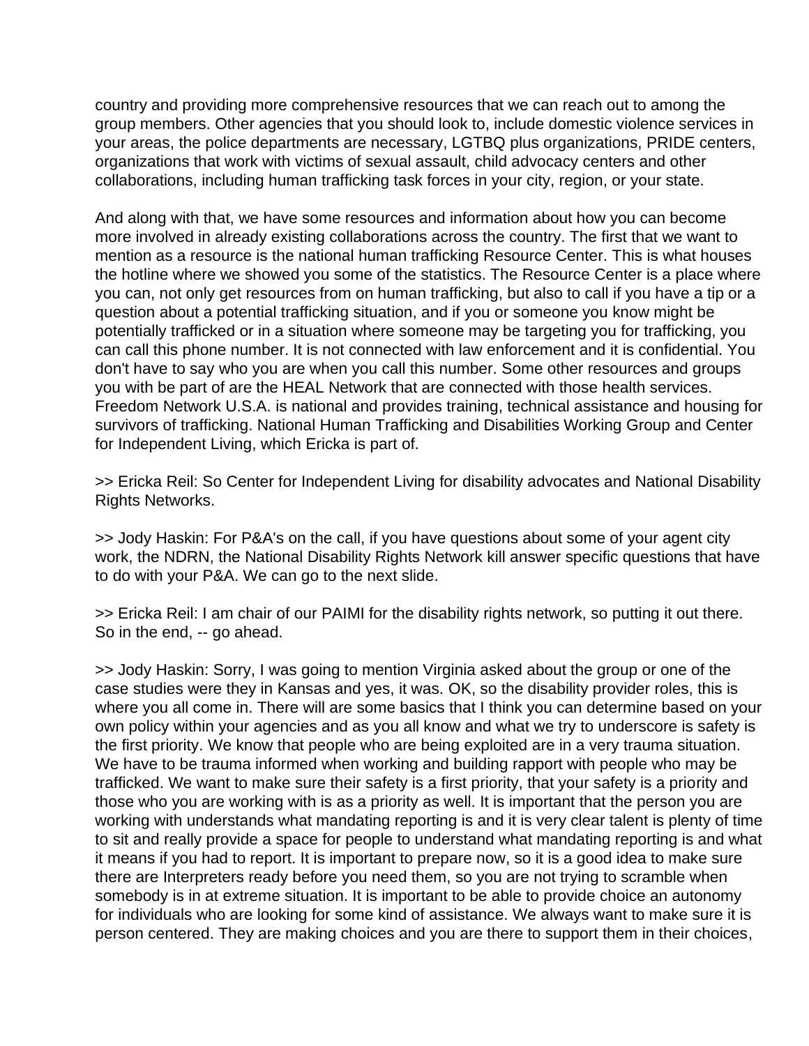country and providing more comprehensive resources that we can reach out to among the group members. Other agencies that you should look to, include domestic violence services in your areas, the police departments are necessary, LGTBQ plus organizations, PRIDE centers, organizations that work with victims of sexual assault, child advocacy centers and other collaborations, including human trafficking task forces in your city, region, or your state.

And along with that, we have some resources and information about how you can become more involved in already existing collaborations across the country. The first that we want to mention as a resource is the national human trafficking Resource Center. This is what houses the hotline where we showed you some of the statistics. The Resource Center is a place where you can, not only get resources from on human trafficking, but also to call if you have a tip or a question about a potential trafficking situation, and if you or someone you know might be potentially trafficked or in a situation where someone may be targeting you for trafficking, you can call this phone number. It is not connected with law enforcement and it is confidential. You don't have to say who you are when you call this number. Some other resources and groups you with be part of are the HEAL Network that are connected with those health services. Freedom Network U.S.A. is national and provides training, technical assistance and housing for survivors of trafficking. National Human Trafficking and Disabilities Working Group and Center for Independent Living, which Ericka is part of.

>> Ericka Reil: So Center for Independent Living for disability advocates and National Disability Rights Networks.

>> Jody Haskin: For P&A's on the call, if you have questions about some of your agent city work, the NDRN, the National Disability Rights Network kill answer specific questions that have to do with your P&A. We can go to the next slide.

>> Ericka Reil: I am chair of our PAIMI for the disability rights network, so putting it out there. So in the end, -- go ahead.

>> Jody Haskin: Sorry, I was going to mention Virginia asked about the group or one of the case studies were they in Kansas and yes, it was. OK, so the disability provider roles, this is where you all come in. There will are some basics that I think you can determine based on your own policy within your agencies and as you all know and what we try to underscore is safety is the first priority. We know that people who are being exploited are in a very trauma situation. We have to be trauma informed when working and building rapport with people who may be trafficked. We want to make sure their safety is a first priority, that your safety is a priority and those who you are working with is as a priority as well. It is important that the person you are working with understands what mandating reporting is and it is very clear talent is plenty of time to sit and really provide a space for people to understand what mandating reporting is and what it means if you had to report. It is important to prepare now, so it is a good idea to make sure there are Interpreters ready before you need them, so you are not trying to scramble when somebody is in at extreme situation. It is important to be able to provide choice an autonomy for individuals who are looking for some kind of assistance. We always want to make sure it is person centered. They are making choices and you are there to support them in their choices,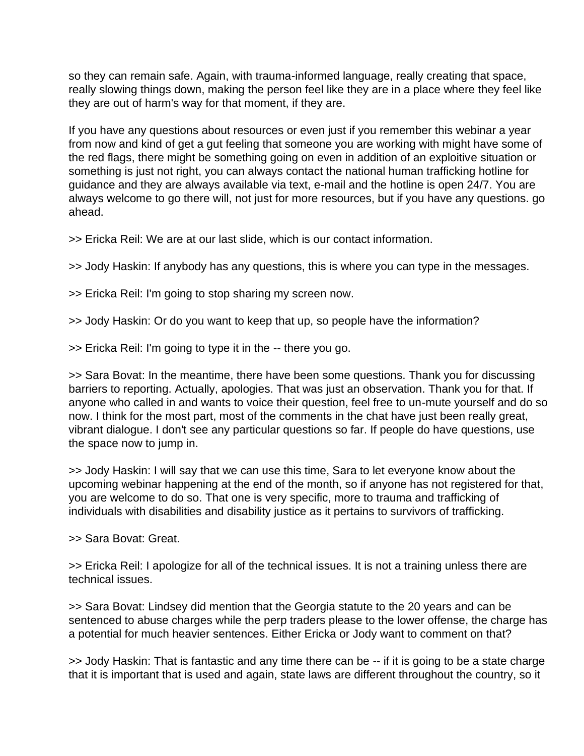so they can remain safe. Again, with trauma-informed language, really creating that space, really slowing things down, making the person feel like they are in a place where they feel like they are out of harm's way for that moment, if they are.

If you have any questions about resources or even just if you remember this webinar a year from now and kind of get a gut feeling that someone you are working with might have some of the red flags, there might be something going on even in addition of an exploitive situation or something is just not right, you can always contact the national human trafficking hotline for guidance and they are always available via text, e-mail and the hotline is open 24/7. You are always welcome to go there will, not just for more resources, but if you have any questions. go ahead.

>> Ericka Reil: We are at our last slide, which is our contact information.

>> Jody Haskin: If anybody has any questions, this is where you can type in the messages.

>> Ericka Reil: I'm going to stop sharing my screen now.

>> Jody Haskin: Or do you want to keep that up, so people have the information?

>> Ericka Reil: I'm going to type it in the -- there you go.

>> Sara Bovat: In the meantime, there have been some questions. Thank you for discussing barriers to reporting. Actually, apologies. That was just an observation. Thank you for that. If anyone who called in and wants to voice their question, feel free to un-mute yourself and do so now. I think for the most part, most of the comments in the chat have just been really great, vibrant dialogue. I don't see any particular questions so far. If people do have questions, use the space now to jump in.

>> Jody Haskin: I will say that we can use this time, Sara to let everyone know about the upcoming webinar happening at the end of the month, so if anyone has not registered for that, you are welcome to do so. That one is very specific, more to trauma and trafficking of individuals with disabilities and disability justice as it pertains to survivors of trafficking.

>> Sara Bovat: Great.

>> Ericka Reil: I apologize for all of the technical issues. It is not a training unless there are technical issues.

>> Sara Bovat: Lindsey did mention that the Georgia statute to the 20 years and can be sentenced to abuse charges while the perp traders please to the lower offense, the charge has a potential for much heavier sentences. Either Ericka or Jody want to comment on that?

>> Jody Haskin: That is fantastic and any time there can be -- if it is going to be a state charge that it is important that is used and again, state laws are different throughout the country, so it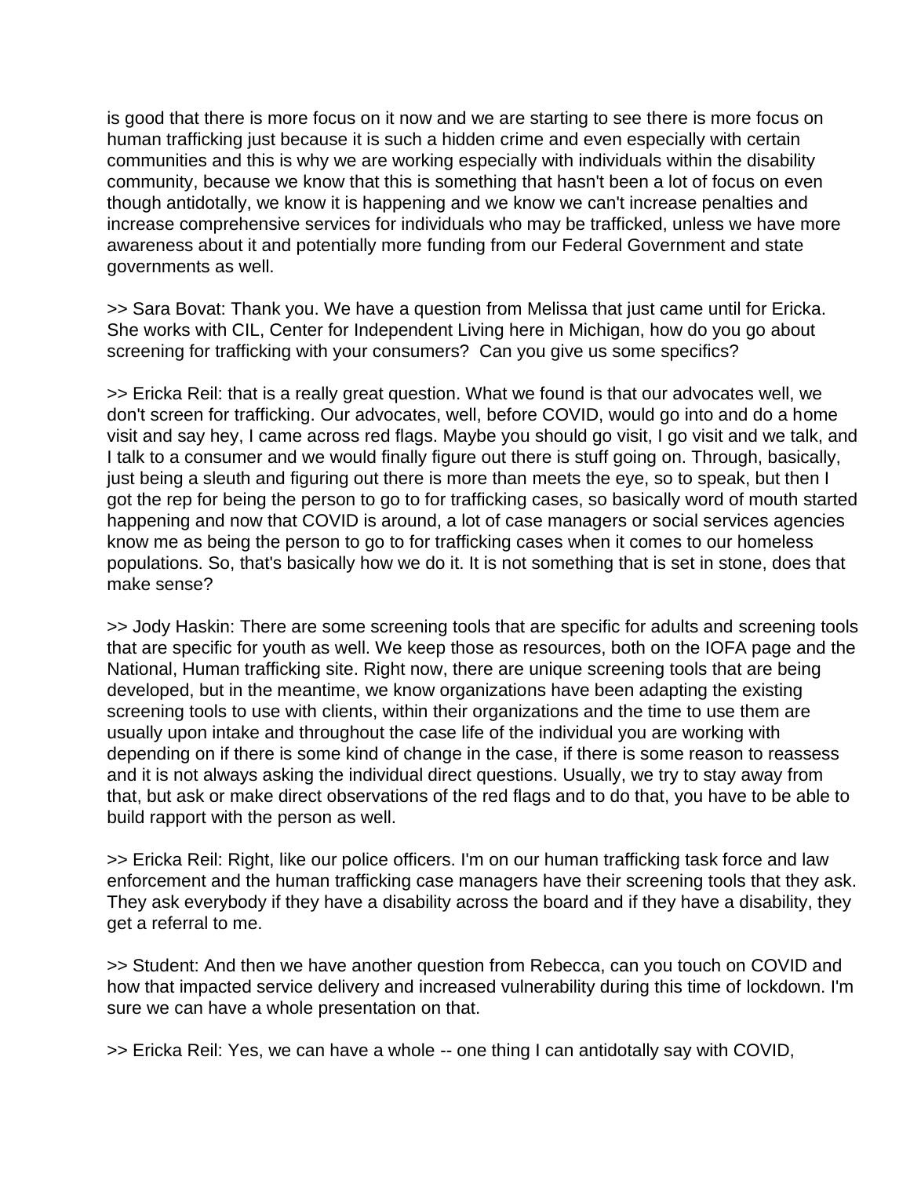is good that there is more focus on it now and we are starting to see there is more focus on human trafficking just because it is such a hidden crime and even especially with certain communities and this is why we are working especially with individuals within the disability community, because we know that this is something that hasn't been a lot of focus on even though antidotally, we know it is happening and we know we can't increase penalties and increase comprehensive services for individuals who may be trafficked, unless we have more awareness about it and potentially more funding from our Federal Government and state governments as well.

>> Sara Bovat: Thank you. We have a question from Melissa that just came until for Ericka. She works with CIL, Center for Independent Living here in Michigan, how do you go about screening for trafficking with your consumers? Can you give us some specifics?

>> Ericka Reil: that is a really great question. What we found is that our advocates well, we don't screen for trafficking. Our advocates, well, before COVID, would go into and do a home visit and say hey, I came across red flags. Maybe you should go visit, I go visit and we talk, and I talk to a consumer and we would finally figure out there is stuff going on. Through, basically, just being a sleuth and figuring out there is more than meets the eye, so to speak, but then I got the rep for being the person to go to for trafficking cases, so basically word of mouth started happening and now that COVID is around, a lot of case managers or social services agencies know me as being the person to go to for trafficking cases when it comes to our homeless populations. So, that's basically how we do it. It is not something that is set in stone, does that make sense?

>> Jody Haskin: There are some screening tools that are specific for adults and screening tools that are specific for youth as well. We keep those as resources, both on the IOFA page and the National, Human trafficking site. Right now, there are unique screening tools that are being developed, but in the meantime, we know organizations have been adapting the existing screening tools to use with clients, within their organizations and the time to use them are usually upon intake and throughout the case life of the individual you are working with depending on if there is some kind of change in the case, if there is some reason to reassess and it is not always asking the individual direct questions. Usually, we try to stay away from that, but ask or make direct observations of the red flags and to do that, you have to be able to build rapport with the person as well.

>> Ericka Reil: Right, like our police officers. I'm on our human trafficking task force and law enforcement and the human trafficking case managers have their screening tools that they ask. They ask everybody if they have a disability across the board and if they have a disability, they get a referral to me.

>> Student: And then we have another question from Rebecca, can you touch on COVID and how that impacted service delivery and increased vulnerability during this time of lockdown. I'm sure we can have a whole presentation on that.

>> Ericka Reil: Yes, we can have a whole -- one thing I can antidotally say with COVID,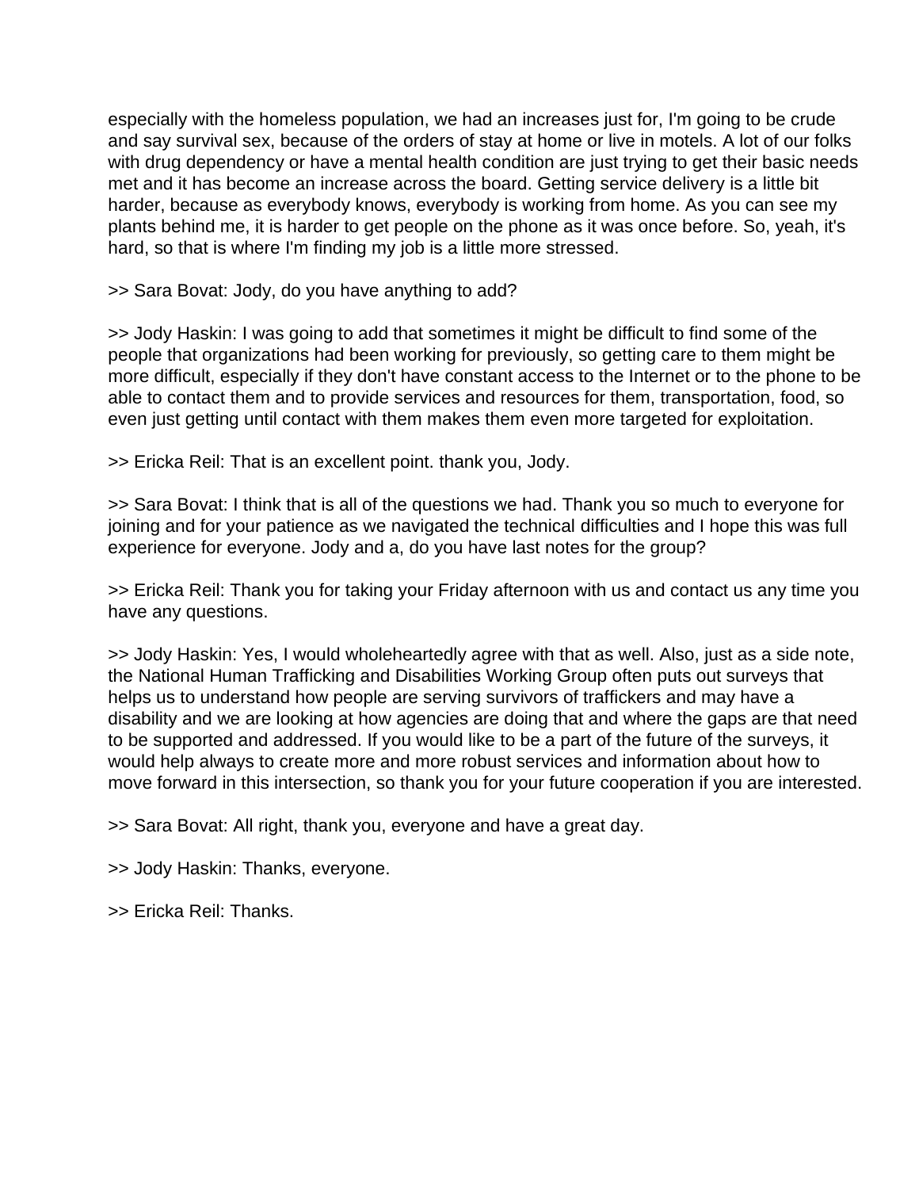especially with the homeless population, we had an increases just for, I'm going to be crude and say survival sex, because of the orders of stay at home or live in motels. A lot of our folks with drug dependency or have a mental health condition are just trying to get their basic needs met and it has become an increase across the board. Getting service delivery is a little bit harder, because as everybody knows, everybody is working from home. As you can see my plants behind me, it is harder to get people on the phone as it was once before. So, yeah, it's hard, so that is where I'm finding my job is a little more stressed.

>> Sara Bovat: Jody, do you have anything to add?

>> Jody Haskin: I was going to add that sometimes it might be difficult to find some of the people that organizations had been working for previously, so getting care to them might be more difficult, especially if they don't have constant access to the Internet or to the phone to be able to contact them and to provide services and resources for them, transportation, food, so even just getting until contact with them makes them even more targeted for exploitation.

>> Ericka Reil: That is an excellent point. thank you, Jody.

>> Sara Bovat: I think that is all of the questions we had. Thank you so much to everyone for joining and for your patience as we navigated the technical difficulties and I hope this was full experience for everyone. Jody and a, do you have last notes for the group?

>> Ericka Reil: Thank you for taking your Friday afternoon with us and contact us any time you have any questions.

>> Jody Haskin: Yes, I would wholeheartedly agree with that as well. Also, just as a side note, the National Human Trafficking and Disabilities Working Group often puts out surveys that helps us to understand how people are serving survivors of traffickers and may have a disability and we are looking at how agencies are doing that and where the gaps are that need to be supported and addressed. If you would like to be a part of the future of the surveys, it would help always to create more and more robust services and information about how to move forward in this intersection, so thank you for your future cooperation if you are interested.

>> Sara Bovat: All right, thank you, everyone and have a great day.

>> Jody Haskin: Thanks, everyone.

>> Ericka Reil: Thanks.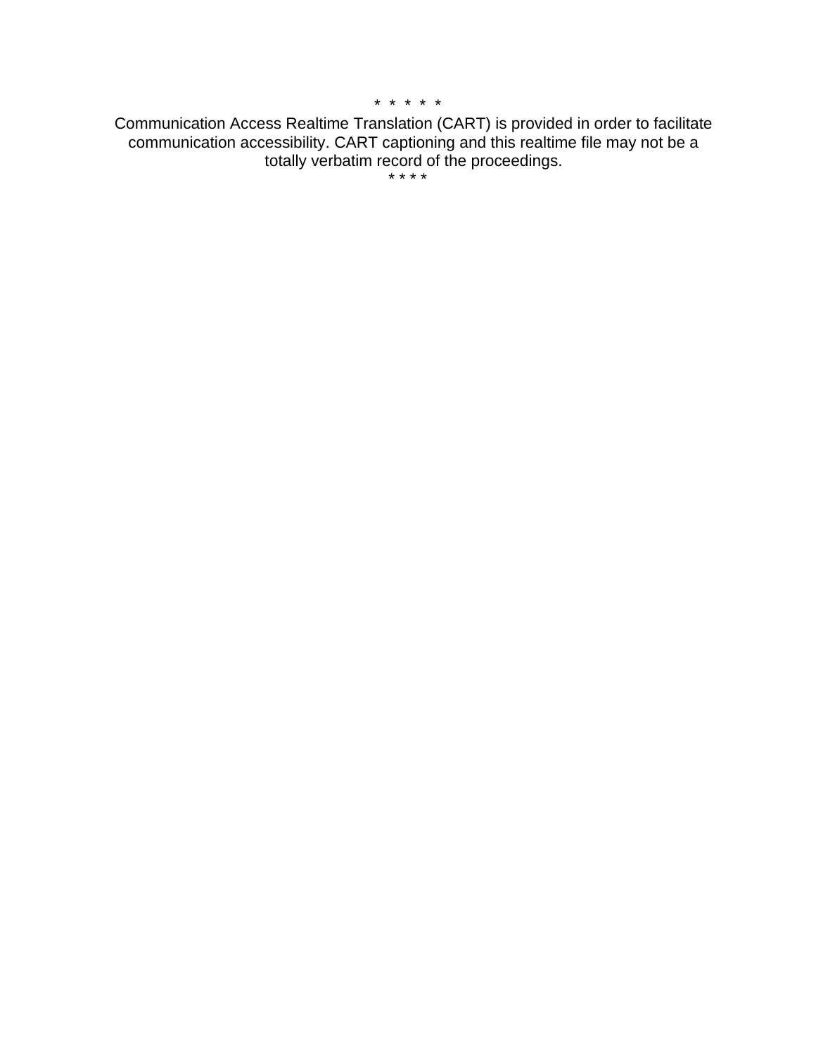\* \* \* \* \*

Communication Access Realtime Translation (CART) is provided in order to facilitate communication accessibility. CART captioning and this realtime file may not be a totally verbatim record of the proceedings.

\* \* \* \*